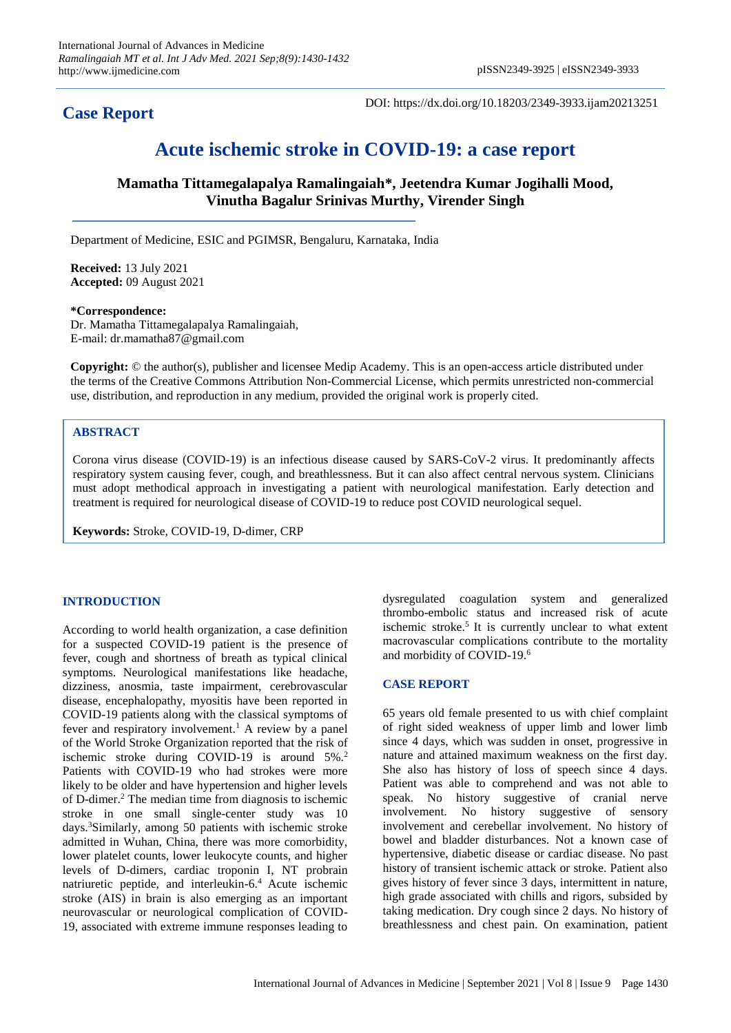International Journal of Advances in Medicine
*Ramalingaiah MT et al. Int J Adv Med. 2021 Sep;8(9):1430-1432*
http://www.ijmedicine.com

pISSN2349-3925 | eISSN2349-3933

DOI: https://dx.doi.org/10.18203/2349-3933.ijam20213251

**Case Report**

# Acute ischemic stroke in COVID-19: a case report

**Mamatha Tittamegalapalya Ramalingaiah\*, Jeetendra Kumar Jogihalli Mood, Vinutha Bagalur Srinivas Murthy, Virender Singh**

Department of Medicine, ESIC and PGIMSR, Bengaluru, Karnataka, India

**Received:** 13 July 2021
**Accepted:** 09 August 2021

**\*Correspondence:**
Dr. Mamatha Tittamegalapalya Ramalingaiah,
E-mail: dr.mamatha87@gmail.com

**Copyright:** © the author(s), publisher and licensee Medip Academy. This is an open-access article distributed under the terms of the Creative Commons Attribution Non-Commercial License, which permits unrestricted non-commercial use, distribution, and reproduction in any medium, provided the original work is properly cited.

## ABSTRACT

Corona virus disease (COVID-19) is an infectious disease caused by SARS-CoV-2 virus. It predominantly affects respiratory system causing fever, cough, and breathlessness. But it can also affect central nervous system. Clinicians must adopt methodical approach in investigating a patient with neurological manifestation. Early detection and treatment is required for neurological disease of COVID-19 to reduce post COVID neurological sequel.

**Keywords:** Stroke, COVID-19, D-dimer, CRP

## INTRODUCTION

According to world health organization, a case definition for a suspected COVID-19 patient is the presence of fever, cough and shortness of breath as typical clinical symptoms. Neurological manifestations like headache, dizziness, anosmia, taste impairment, cerebrovascular disease, encephalopathy, myositis have been reported in COVID-19 patients along with the classical symptoms of fever and respiratory involvement.[1] A review by a panel of the World Stroke Organization reported that the risk of ischemic stroke during COVID-19 is around 5%.[2] Patients with COVID-19 who had strokes were more likely to be older and have hypertension and higher levels of D-dimer.[2] The median time from diagnosis to ischemic stroke in one small single-center study was 10 days.[3] Similarly, among 50 patients with ischemic stroke admitted in Wuhan, China, there was more comorbidity, lower platelet counts, lower leukocyte counts, and higher levels of D-dimers, cardiac troponin I, NT probrain natriuretic peptide, and interleukin-6.[4] Acute ischemic stroke (AIS) in brain is also emerging as an important neurovascular or neurological complication of COVID-19, associated with extreme immune responses leading to dysregulated coagulation system and generalized thrombo-embolic status and increased risk of acute ischemic stroke.[5] It is currently unclear to what extent macrovascular complications contribute to the mortality and morbidity of COVID-19.[6]

## CASE REPORT

65 years old female presented to us with chief complaint of right sided weakness of upper limb and lower limb since 4 days, which was sudden in onset, progressive in nature and attained maximum weakness on the first day. She also has history of loss of speech since 4 days. Patient was able to comprehend and was not able to speak. No history suggestive of cranial nerve involvement. No history suggestive of sensory involvement and cerebellar involvement. No history of bowel and bladder disturbances. Not a known case of hypertensive, diabetic disease or cardiac disease. No past history of transient ischemic attack or stroke. Patient also gives history of fever since 3 days, intermittent in nature, high grade associated with chills and rigors, subsided by taking medication. Dry cough since 2 days. No history of breathlessness and chest pain. On examination, patient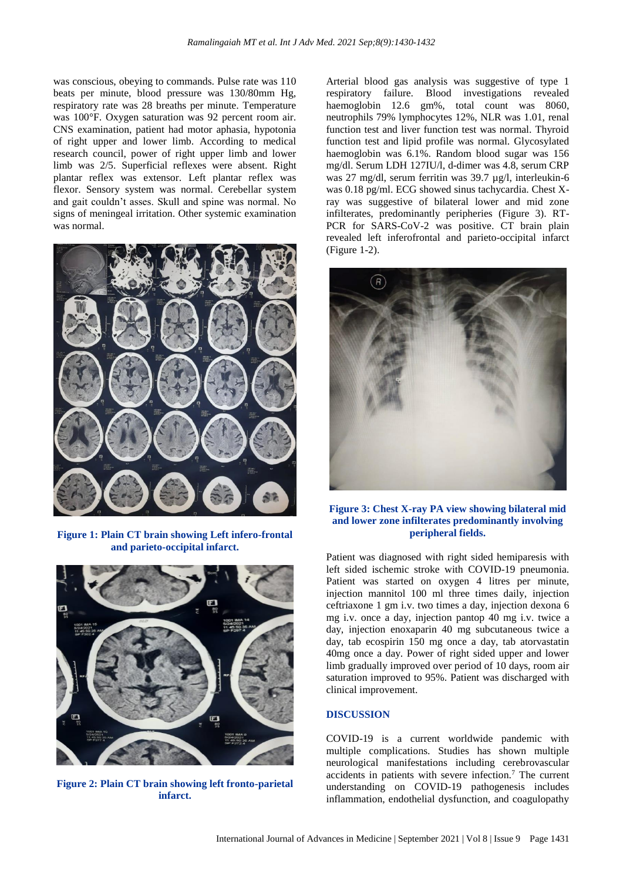was conscious, obeying to commands. Pulse rate was 110 beats per minute, blood pressure was 130/80mm Hg, respiratory rate was 28 breaths per minute. Temperature was 100°F. Oxygen saturation was 92 percent room air. CNS examination, patient had motor aphasia, hypotonia of right upper and lower limb. According to medical research council, power of right upper limb and lower limb was 2/5. Superficial reflexes were absent. Right plantar reflex was extensor. Left plantar reflex was flexor. Sensory system was normal. Cerebellar system and gait couldn't asses. Skull and spine was normal. No signs of meningeal irritation. Other systemic examination was normal.

**Figure 1: Plain CT brain showing Left infero-frontal and parieto-occipital infarct.**

**Figure 2: Plain CT brain showing left fronto-parietal infarct.**

Arterial blood gas analysis was suggestive of type 1 respiratory failure. Blood investigations revealed haemoglobin 12.6 gm%, total count was 8060, neutrophils 79% lymphocytes 12%, NLR was 1.01, renal function test and liver function test was normal. Thyroid function test and lipid profile was normal. Glycosylated haemoglobin was 6.1%. Random blood sugar was 156 mg/dl. Serum LDH 127IU/l, d-dimer was 4.8, serum CRP was 27 mg/dl, serum ferritin was 39.7 µg/l, interleukin-6 was 0.18 pg/ml. ECG showed sinus tachycardia. Chest X-ray was suggestive of bilateral lower and mid zone infilterates, predominantly peripheries (Figure 3). RT-PCR for SARS-CoV-2 was positive. CT brain plain revealed left inferofrontal and parieto-occipital infarct (Figure 1-2).

**Figure 3: Chest X-ray PA view showing bilateral mid and lower zone infilterates predominantly involving peripheral fields.**

Patient was diagnosed with right sided hemiparesis with left sided ischemic stroke with COVID-19 pneumonia. Patient was started on oxygen 4 litres per minute, injection mannitol 100 ml three times daily, injection ceftriaxone 1 gm i.v. two times a day, injection dexona 6 mg i.v. once a day, injection pantop 40 mg i.v. twice a day, injection enoxaparin 40 mg subcutaneous twice a day, tab ecospirin 150 mg once a day, tab atorvastatin 40mg once a day. Power of right sided upper and lower limb gradually improved over period of 10 days, room air saturation improved to 95%. Patient was discharged with clinical improvement.

## DISCUSSION

COVID-19 is a current worldwide pandemic with multiple complications. Studies has shown multiple neurological manifestations including cerebrovascular accidents in patients with severe infection.[7] The current understanding on COVID-19 pathogenesis includes inflammation, endothelial dysfunction, and coagulopathy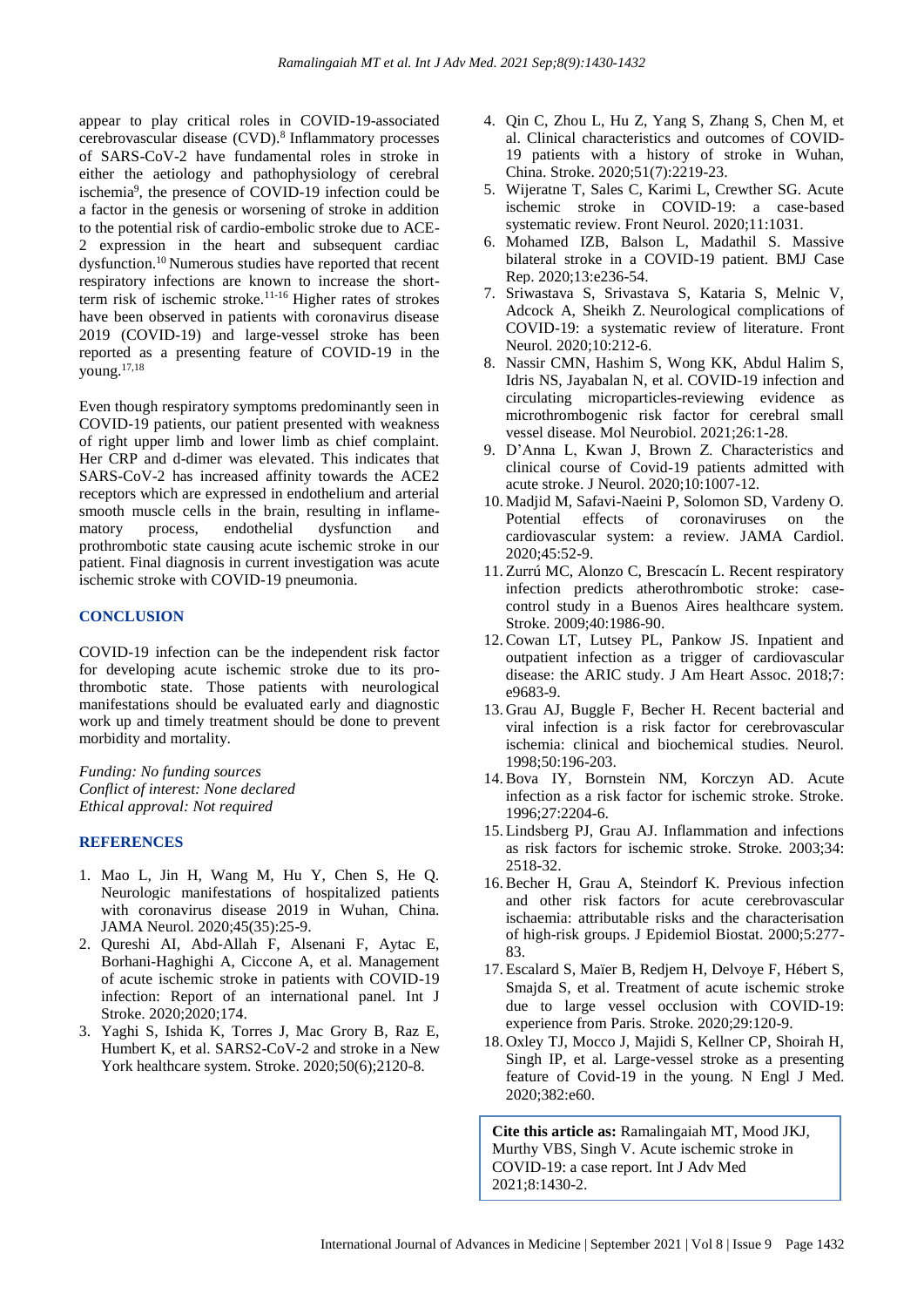appear to play critical roles in COVID-19-associated cerebrovascular disease (CVD).[8] Inflammatory processes of SARS-CoV-2 have fundamental roles in stroke in either the aetiology and pathophysiology of cerebral ischemia[9], the presence of COVID-19 infection could be a factor in the genesis or worsening of stroke in addition to the potential risk of cardio-embolic stroke due to ACE-2 expression in the heart and subsequent cardiac dysfunction.[10] Numerous studies have reported that recent respiratory infections are known to increase the short-term risk of ischemic stroke.[11-16] Higher rates of strokes have been observed in patients with coronavirus disease 2019 (COVID-19) and large-vessel stroke has been reported as a presenting feature of COVID-19 in the young.[17,18]

Even though respiratory symptoms predominantly seen in COVID-19 patients, our patient presented with weakness of right upper limb and lower limb as chief complaint. Her CRP and d-dimer was elevated. This indicates that SARS-CoV-2 has increased affinity towards the ACE2 receptors which are expressed in endothelium and arterial smooth muscle cells in the brain, resulting in inflammatory process, endothelial dysfunction and prothrombotic state causing acute ischemic stroke in our patient. Final diagnosis in current investigation was acute ischemic stroke with COVID-19 pneumonia.

## CONCLUSION

COVID-19 infection can be the independent risk factor for developing acute ischemic stroke due to its pro-thrombotic state. Those patients with neurological manifestations should be evaluated early and diagnostic work up and timely treatment should be done to prevent morbidity and mortality.

*Funding: No funding sources*
*Conflict of interest: None declared*
*Ethical approval: Not required*

## REFERENCES

1. Mao L, Jin H, Wang M, Hu Y, Chen S, He Q. Neurologic manifestations of hospitalized patients with coronavirus disease 2019 in Wuhan, China. JAMA Neurol. 2020;45(35):25-9.
2. Qureshi AI, Abd-Allah F, Alsenani F, Aytac E, Borhani-Haghighi A, Ciccone A, et al. Management of acute ischemic stroke in patients with COVID-19 infection: Report of an international panel. Int J Stroke. 2020;2020;174.
3. Yaghi S, Ishida K, Torres J, Mac Grory B, Raz E, Humbert K, et al. SARS2-CoV-2 and stroke in a New York healthcare system. Stroke. 2020;50(6);2120-8.
4. Qin C, Zhou L, Hu Z, Yang S, Zhang S, Chen M, et al. Clinical characteristics and outcomes of COVID-19 patients with a history of stroke in Wuhan, China. Stroke. 2020;51(7):2219-23.
5. Wijeratne T, Sales C, Karimi L, Crewther SG. Acute ischemic stroke in COVID-19: a case-based systematic review. Front Neurol. 2020;11:1031.
6. Mohamed IZB, Balson L, Madathil S. Massive bilateral stroke in a COVID-19 patient. BMJ Case Rep. 2020;13:e236-54.
7. Sriwastava S, Srivastava S, Kataria S, Melnic V, Adcock A, Sheikh Z. Neurological complications of COVID-19: a systematic review of literature. Front Neurol. 2020;10:212-6.
8. Nassir CMN, Hashim S, Wong KK, Abdul Halim S, Idris NS, Jayabalan N, et al. COVID-19 infection and circulating microparticles-reviewing evidence as microthrombogenic risk factor for cerebral small vessel disease. Mol Neurobiol. 2021;26:1-28.
9. D'Anna L, Kwan J, Brown Z. Characteristics and clinical course of Covid-19 patients admitted with acute stroke. J Neurol. 2020;10:1007-12.
10. Madjid M, Safavi-Naeini P, Solomon SD, Vardeny O. Potential effects of coronaviruses on the cardiovascular system: a review. JAMA Cardiol. 2020;45:52-9.
11. Zurrú MC, Alonzo C, Brescacín L. Recent respiratory infection predicts atherothrombotic stroke: case-control study in a Buenos Aires healthcare system. Stroke. 2009;40:1986-90.
12. Cowan LT, Lutsey PL, Pankow JS. Inpatient and outpatient infection as a trigger of cardiovascular disease: the ARIC study. J Am Heart Assoc. 2018;7:e9683-9.
13. Grau AJ, Buggle F, Becher H. Recent bacterial and viral infection is a risk factor for cerebrovascular ischemia: clinical and biochemical studies. Neurol. 1998;50:196-203.
14. Bova IY, Bornstein NM, Korczyn AD. Acute infection as a risk factor for ischemic stroke. Stroke. 1996;27:2204-6.
15. Lindsberg PJ, Grau AJ. Inflammation and infections as risk factors for ischemic stroke. Stroke. 2003;34:2518-32.
16. Becher H, Grau A, Steindorf K. Previous infection and other risk factors for acute cerebrovascular ischaemia: attributable risks and the characterisation of high-risk groups. J Epidemiol Biostat. 2000;5:277-83.
17. Escalard S, Maïer B, Redjem H, Delvoye F, Hébert S, Smajda S, et al. Treatment of acute ischemic stroke due to large vessel occlusion with COVID-19: experience from Paris. Stroke. 2020;29:120-9.
18. Oxley TJ, Mocco J, Majidi S, Kellner CP, Shoirah H, Singh IP, et al. Large-vessel stroke as a presenting feature of Covid-19 in the young. N Engl J Med. 2020;382:e60.

**Cite this article as:** Ramalingaiah MT, Mood JKJ, Murthy VBS, Singh V. Acute ischemic stroke in COVID-19: a case report. Int J Adv Med 2021;8:1430-2.